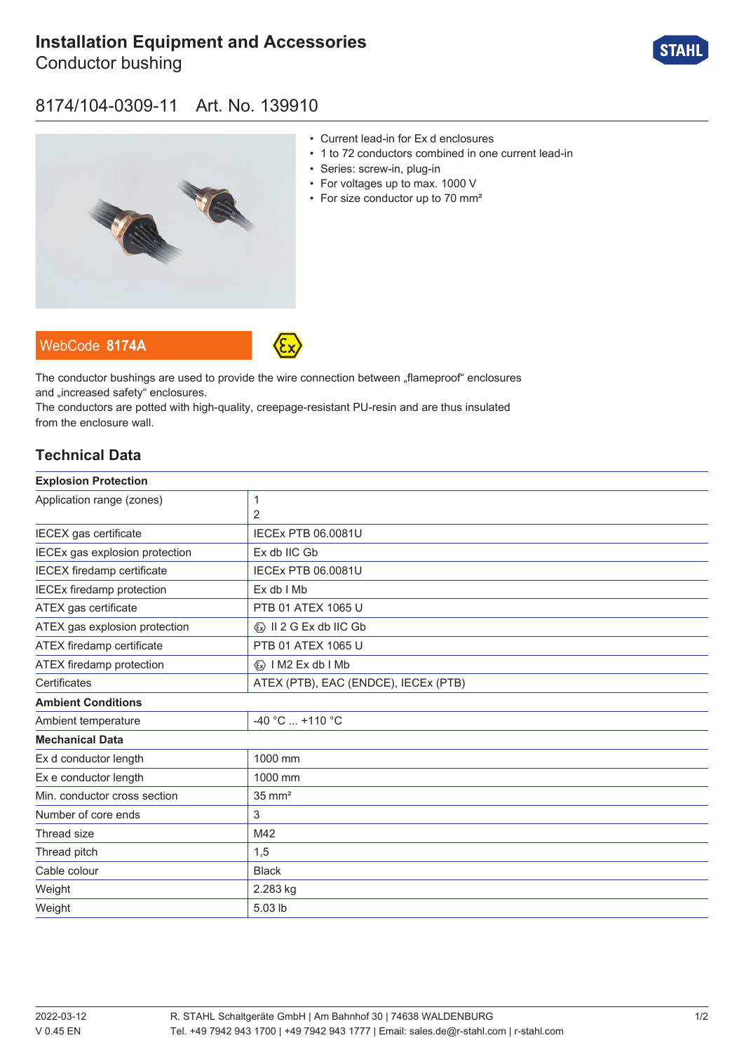# Installation Equipment and Accessories

Conductor bushing

## 8174/104-0309-11 Art. No. 139910

- Current lead-in for Ex d enclosures
- 1 to 72 conductors combined in one current lead-in
- Series: screw-in, plug-in
- For voltages up to max. 1000 V
- For size conductor up to 70 mm²

WebCode **8174A**

The conductor bushings are used to provide the wire connection between „flameproof“ enclosures and „increased safety“ enclosures.
The conductors are potted with high-quality, creepage-resistant PU-resin and are thus insulated from the enclosure wall.

## Technical Data

| **Explosion Protection** | |
|---|---|
| Application range (zones) | 1<br>2 |
| IECEX gas certificate | IECEx PTB 06.0081U |
| IECEx gas explosion protection | Ex db IIC Gb |
| IECEX firedamp certificate | IECEx PTB 06.0081U |
| IECEx firedamp protection | Ex db I Mb |
| ATEX gas certificate | PTB 01 ATEX 1065 U |
| ATEX gas explosion protection | Ⓔx II 2 G Ex db IIC Gb |
| ATEX firedamp certificate | PTB 01 ATEX 1065 U |
| ATEX firedamp protection | Ⓔx I M2 Ex db I Mb |
| Certificates | ATEX (PTB), EAC (ENDCE), IECEx (PTB) |
| **Ambient Conditions** | |
| Ambient temperature | -40 °C ... +110 °C |
| **Mechanical Data** | |
| Ex d conductor length | 1000 mm |
| Ex e conductor length | 1000 mm |
| Min. conductor cross section | 35 mm² |
| Number of core ends | 3 |
| Thread size | M42 |
| Thread pitch | 1,5 |
| Cable colour | Black |
| Weight | 2.283 kg |
| Weight | 5.03 lb |

2022-03-12
V 0.45 EN

R. STAHL Schaltgeräte GmbH | Am Bahnhof 30 | 74638 WALDENBURG
Tel. +49 7942 943 1700 | +49 7942 943 1777 | Email: sales.de@r-stahl.com | r-stahl.com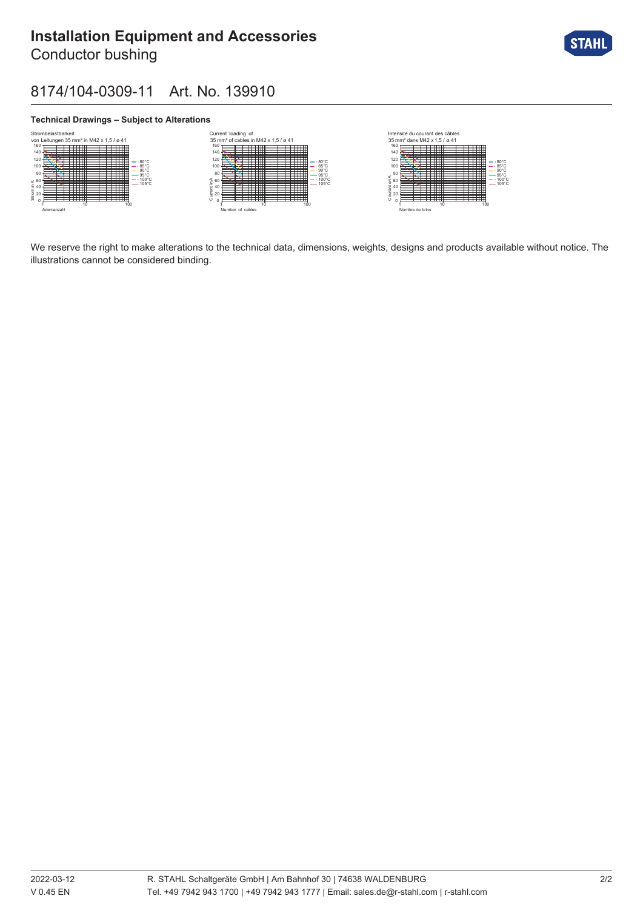# Installation Equipment and Accessories

Conductor bushing

## 8174/104-0309-11 Art. No. 139910

**Technical Drawings – Subject to Alterations**

Strombelastbarkeit
von Leitungen 35 mm² in M42 x 1,5 / ø 41
160
140
120
100
80
60
40
20
0
Strom in A
1
10
100
Adernanzahl
80°C
85°C
90°C
95°C
100°C
105°C

Current loading of
35 mm² of cables in M42 x 1,5 / ø 41
160
140
120
100
80
60
40
20
0
Current in A
1
10
100
Number of cables
80°C
85°C
90°C
95°C
100°C
105°C

Intensité du courant des câbles
35 mm² dans M42 x 1,5 / ø 41
160
140
120
100
80
60
40
20
0
Courant en A
1
10
100
Nombre de brins
80°C
85°C
90°C
95°C
100°C
105°C

We reserve the right to make alterations to the technical data, dimensions, weights, designs and products available without notice. The illustrations cannot be considered binding.

2022-03-12
V 0.45 EN

R. STAHL Schaltgeräte GmbH | Am Bahnhof 30 | 74638 WALDENBURG
Tel. +49 7942 943 1700 | +49 7942 943 1777 | Email: sales.de@r-stahl.com | r-stahl.com